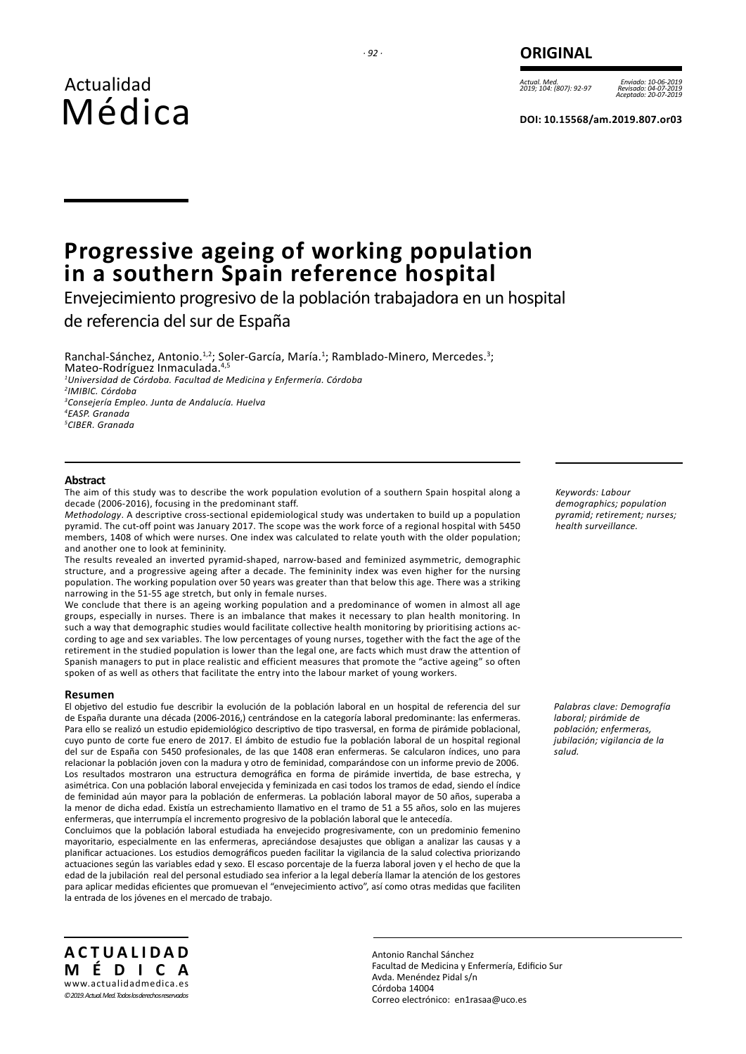**ORIGINAL**

Actual. Med. 2019; 104: (807): 92-97

Enviado: 10-06-2019
Revisado: 04-07-2019
Aceptado: 20-07-2019

**DOI: 10.15568/am.2019.807.or03**

# Progressive ageing of working population in a southern Spain reference hospital

## Envejecimiento progresivo de la población trabajadora en un hospital de referencia del sur de España

Ranchal-Sánchez, Antonio.[1,2]; Soler-García, María.[1]; Ramblado-Minero, Mercedes.[3]; Mateo-Rodríguez Inmaculada.[4,5]

*[1]Universidad de Córdoba. Facultad de Medicina y Enfermería. Córdoba*
*[2]IMIBIC. Córdoba*
*[3]Consejería Empleo. Junta de Andalucía. Huelva*
*[4]EASP. Granada*
*[5]CIBER. Granada*

### Abstract

The aim of this study was to describe the work population evolution of a southern Spain hospital along a decade (2006-2016), focusing in the predominant staff.

*Methodology*. A descriptive cross-sectional epidemiological study was undertaken to build up a population pyramid. The cut-off point was January 2017. The scope was the work force of a regional hospital with 5450 members, 1408 of which were nurses. One index was calculated to relate youth with the older population; and another one to look at femininity.

The results revealed an inverted pyramid-shaped, narrow-based and feminized asymmetric, demographic structure, and a progressive ageing after a decade. The femininity index was even higher for the nursing population. The working population over 50 years was greater than that below this age. There was a striking narrowing in the 51-55 age stretch, but only in female nurses.

We conclude that there is an ageing working population and a predominance of women in almost all age groups, especially in nurses. There is an imbalance that makes it necessary to plan health monitoring. In such a way that demographic studies would facilitate collective health monitoring by prioritising actions according to age and sex variables. The low percentages of young nurses, together with the fact the age of the retirement in the studied population is lower than the legal one, are facts which must draw the attention of Spanish managers to put in place realistic and efficient measures that promote the "active ageing" so often spoken of as well as others that facilitate the entry into the labour market of young workers.

*Keywords: Labour demographics; population pyramid; retirement; nurses; health surveillance.*

### Resumen

El objetivo del estudio fue describir la evolución de la población laboral en un hospital de referencia del sur de España durante una década (2006-2016,) centrándose en la categoría laboral predominante: las enfermeras. Para ello se realizó un estudio epidemiológico descriptivo de tipo trasversal, en forma de pirámide poblacional, cuyo punto de corte fue enero de 2017. El ámbito de estudio fue la población laboral de un hospital regional del sur de España con 5450 profesionales, de las que 1408 eran enfermeras. Se calcularon índices, uno para relacionar la población joven con la madura y otro de feminidad, comparándose con un informe previo de 2006. Los resultados mostraron una estructura demográfica en forma de pirámide invertida, de base estrecha, y asimétrica. Con una población laboral envejecida y feminizada en casi todos los tramos de edad, siendo el índice de feminidad aún mayor para la población de enfermeras. La población laboral mayor de 50 años, superaba a la menor de dicha edad. Existía un estrechamiento llamativo en el tramo de 51 a 55 años, solo en las mujeres enfermeras, que interrumpía el incremento progresivo de la población laboral que le antecedía.

Concluimos que la población laboral estudiada ha envejecido progresivamente, con un predominio femenino mayoritario, especialmente en las enfermeras, apreciándose desajustes que obligan a analizar las causas y a planificar actuaciones. Los estudios demográficos pueden facilitar la vigilancia de la salud colectiva priorizando actuaciones según las variables edad y sexo. El escaso porcentaje de la fuerza laboral joven y el hecho de que la edad de la jubilación real del personal estudiado sea inferior a la legal debería llamar la atención de los gestores para aplicar medidas eficientes que promuevan el "envejecimiento activo", así como otras medidas que faciliten la entrada de los jóvenes en el mercado de trabajo.

*Palabras clave: Demografía laboral; pirámide de población; enfermeras, jubilación; vigilancia de la salud.*

Antonio Ranchal Sánchez
Facultad de Medicina y Enfermería, Edificio Sur
Avda. Menéndez Pidal s/n
Córdoba 14004
Correo electrónico: en1rasaa@uco.es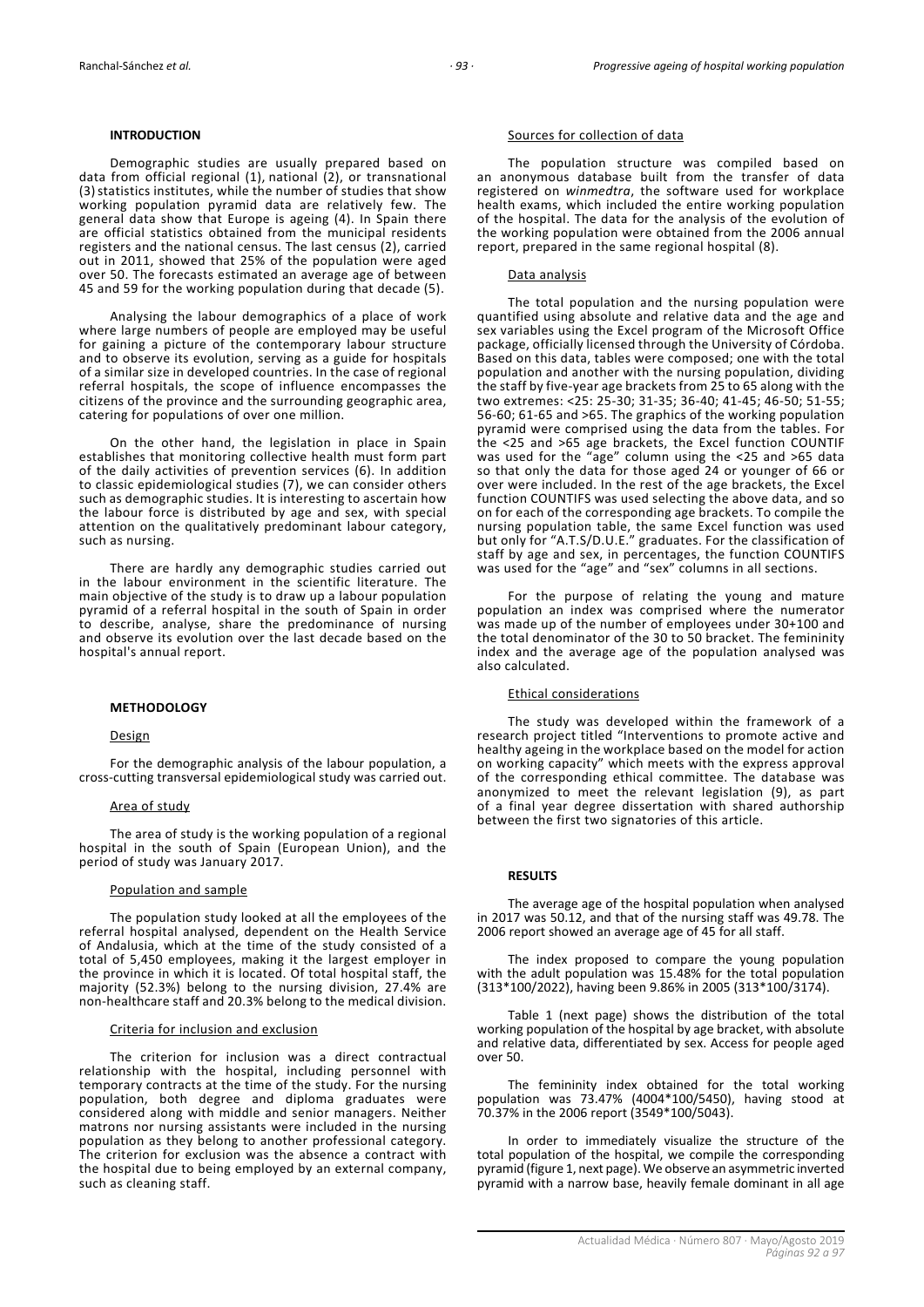## INTRODUCTION

Demographic studies are usually prepared based on data from official regional (1), national (2), or transnational (3) statistics institutes, while the number of studies that show working population pyramid data are relatively few. The general data show that Europe is ageing (4). In Spain there are official statistics obtained from the municipal residents registers and the national census. The last census (2), carried out in 2011, showed that 25% of the population were aged over 50. The forecasts estimated an average age of between 45 and 59 for the working population during that decade (5).

Analysing the labour demographics of a place of work where large numbers of people are employed may be useful for gaining a picture of the contemporary labour structure and to observe its evolution, serving as a guide for hospitals of a similar size in developed countries. In the case of regional referral hospitals, the scope of influence encompasses the citizens of the province and the surrounding geographic area, catering for populations of over one million.

On the other hand, the legislation in place in Spain establishes that monitoring collective health must form part of the daily activities of prevention services (6). In addition to classic epidemiological studies (7), we can consider others such as demographic studies. It is interesting to ascertain how the labour force is distributed by age and sex, with special attention on the qualitatively predominant labour category, such as nursing.

There are hardly any demographic studies carried out in the labour environment in the scientific literature. The main objective of the study is to draw up a labour population pyramid of a referral hospital in the south of Spain in order to describe, analyse, share the predominance of nursing and observe its evolution over the last decade based on the hospital's annual report.

## METHODOLOGY

### Design

For the demographic analysis of the labour population, a cross-cutting transversal epidemiological study was carried out.

### Area of study

The area of study is the working population of a regional hospital in the south of Spain (European Union), and the period of study was January 2017.

### Population and sample

The population study looked at all the employees of the referral hospital analysed, dependent on the Health Service of Andalusia, which at the time of the study consisted of a total of 5,450 employees, making it the largest employer in the province in which it is located. Of total hospital staff, the majority (52.3%) belong to the nursing division, 27.4% are non-healthcare staff and 20.3% belong to the medical division.

### Criteria for inclusion and exclusion

The criterion for inclusion was a direct contractual relationship with the hospital, including personnel with temporary contracts at the time of the study. For the nursing population, both degree and diploma graduates were considered along with middle and senior managers. Neither matrons nor nursing assistants were included in the nursing population as they belong to another professional category. The criterion for exclusion was the absence a contract with the hospital due to being employed by an external company, such as cleaning staff.

### Sources for collection of data

The population structure was compiled based on an anonymous database built from the transfer of data registered on *winmedtra*, the software used for workplace health exams, which included the entire working population of the hospital. The data for the analysis of the evolution of the working population were obtained from the 2006 annual report, prepared in the same regional hospital (8).

### Data analysis

The total population and the nursing population were quantified using absolute and relative data and the age and sex variables using the Excel program of the Microsoft Office package, officially licensed through the University of Córdoba. Based on this data, tables were composed; one with the total population and another with the nursing population, dividing the staff by five-year age brackets from 25 to 65 along with the two extremes: <25: 25-30; 31-35; 36-40; 41-45; 46-50; 51-55; 56-60; 61-65 and >65. The graphics of the working population pyramid were comprised using the data from the tables. For the <25 and >65 age brackets, the Excel function COUNTIF was used for the "age" column using the <25 and >65 data so that only the data for those aged 24 or younger of 66 or over were included. In the rest of the age brackets, the Excel function COUNTIFS was used selecting the above data, and so on for each of the corresponding age brackets. To compile the nursing population table, the same Excel function was used but only for "A.T.S/D.U.E." graduates. For the classification of staff by age and sex, in percentages, the function COUNTIFS was used for the "age" and "sex" columns in all sections.

For the purpose of relating the young and mature population an index was comprised where the numerator was made up of the number of employees under 30+100 and the total denominator of the 30 to 50 bracket. The femininity index and the average age of the population analysed was also calculated.

### Ethical considerations

The study was developed within the framework of a research project titled "Interventions to promote active and healthy ageing in the workplace based on the model for action on working capacity" which meets with the express approval of the corresponding ethical committee. The database was anonymized to meet the relevant legislation (9), as part of a final year degree dissertation with shared authorship between the first two signatories of this article.

## RESULTS

The average age of the hospital population when analysed in 2017 was 50.12, and that of the nursing staff was 49.78. The 2006 report showed an average age of 45 for all staff.

The index proposed to compare the young population with the adult population was 15.48% for the total population (313*100/2022), having been 9.86% in 2005 (313*100/3174).

Table 1 (next page) shows the distribution of the total working population of the hospital by age bracket, with absolute and relative data, differentiated by sex. Access for people aged over 50.

The femininity index obtained for the total working population was 73.47% (4004*100/5450), having stood at 70.37% in the 2006 report (3549*100/5043).

In order to immediately visualize the structure of the total population of the hospital, we compile the corresponding pyramid (figure 1, next page). We observe an asymmetric inverted pyramid with a narrow base, heavily female dominant in all age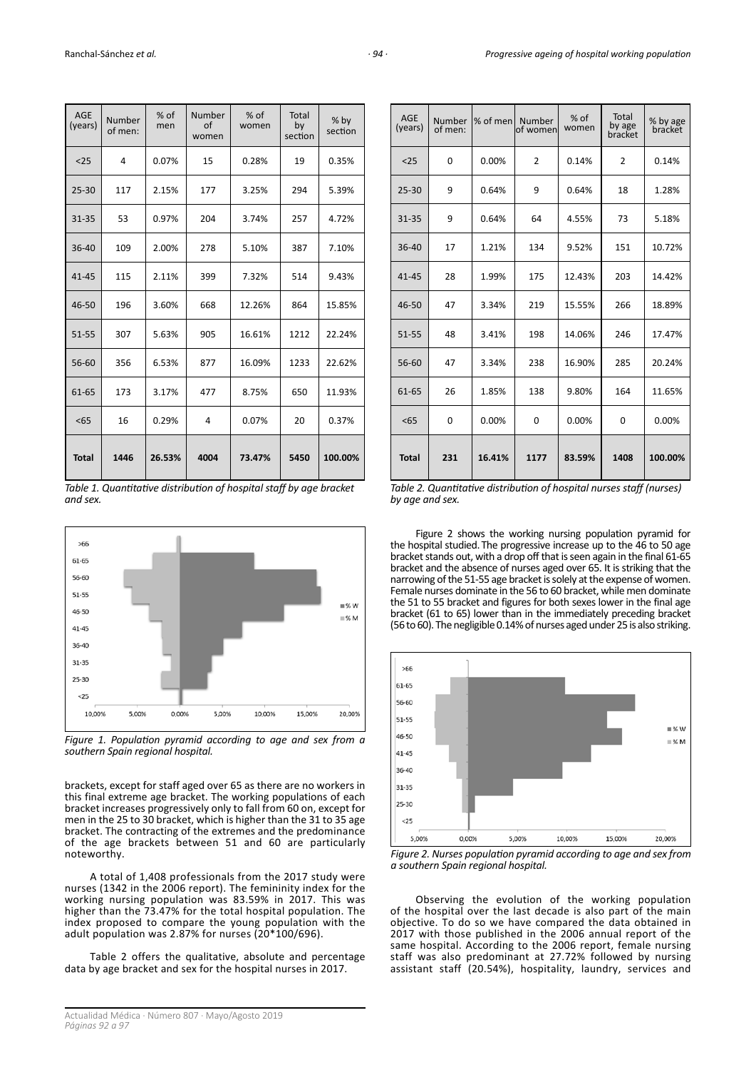| AGE (years) | Number of men: | % of men | Number of women | % of women | Total by section | % by section |
|---|---|---|---|---|---|---|
| <25 | 4 | 0.07% | 15 | 0.28% | 19 | 0.35% |
| 25-30 | 117 | 2.15% | 177 | 3.25% | 294 | 5.39% |
| 31-35 | 53 | 0.97% | 204 | 3.74% | 257 | 4.72% |
| 36-40 | 109 | 2.00% | 278 | 5.10% | 387 | 7.10% |
| 41-45 | 115 | 2.11% | 399 | 7.32% | 514 | 9.43% |
| 46-50 | 196 | 3.60% | 668 | 12.26% | 864 | 15.85% |
| 51-55 | 307 | 5.63% | 905 | 16.61% | 1212 | 22.24% |
| 56-60 | 356 | 6.53% | 877 | 16.09% | 1233 | 22.62% |
| 61-65 | 173 | 3.17% | 477 | 8.75% | 650 | 11.93% |
| <65 | 16 | 0.29% | 4 | 0.07% | 20 | 0.37% |
| **Total** | **1446** | **26.53%** | **4004** | **73.47%** | **5450** | **100.00%** |

*Table 1. Quantitative distribution of hospital staff by age bracket and sex.*

*Figure 1. Population pyramid according to age and sex from a southern Spain regional hospital.*

brackets, except for staff aged over 65 as there are no workers in this final extreme age bracket. The working populations of each bracket increases progressively only to fall from 60 on, except for men in the 25 to 30 bracket, which is higher than the 31 to 35 age bracket. The contracting of the extremes and the predominance of the age brackets between 51 and 60 are particularly noteworthy.

A total of 1,408 professionals from the 2017 study were nurses (1342 in the 2006 report). The femininity index for the working nursing population was 83.59% in 2017. This was higher than the 73.47% for the total hospital population. The index proposed to compare the young population with the adult population was 2.87% for nurses (20*100/696).

Table 2 offers the qualitative, absolute and percentage data by age bracket and sex for the hospital nurses in 2017.

| AGE (years) | Number of men: | % of men | Number of women | % of women | Total by age bracket | % by age bracket |
|---|---|---|---|---|---|---|
| <25 | 0 | 0.00% | 2 | 0.14% | 2 | 0.14% |
| 25-30 | 9 | 0.64% | 9 | 0.64% | 18 | 1.28% |
| 31-35 | 9 | 0.64% | 64 | 4.55% | 73 | 5.18% |
| 36-40 | 17 | 1.21% | 134 | 9.52% | 151 | 10.72% |
| 41-45 | 28 | 1.99% | 175 | 12.43% | 203 | 14.42% |
| 46-50 | 47 | 3.34% | 219 | 15.55% | 266 | 18.89% |
| 51-55 | 48 | 3.41% | 198 | 14.06% | 246 | 17.47% |
| 56-60 | 47 | 3.34% | 238 | 16.90% | 285 | 20.24% |
| 61-65 | 26 | 1.85% | 138 | 9.80% | 164 | 11.65% |
| <65 | 0 | 0.00% | 0 | 0.00% | 0 | 0.00% |
| **Total** | **231** | **16.41%** | **1177** | **83.59%** | **1408** | **100.00%** |

*Table 2. Quantitative distribution of hospital nurses staff (nurses) by age and sex.*

Figure 2 shows the working nursing population pyramid for the hospital studied. The progressive increase up to the 46 to 50 age bracket stands out, with a drop off that is seen again in the final 61-65 bracket and the absence of nurses aged over 65. It is striking that the narrowing of the 51-55 age bracket is solely at the expense of women. Female nurses dominate in the 56 to 60 bracket, while men dominate the 51 to 55 bracket and figures for both sexes lower in the final age bracket (61 to 65) lower than in the immediately preceding bracket (56 to 60). The negligible 0.14% of nurses aged under 25 is also striking.

*Figure 2. Nurses population pyramid according to age and sex from a southern Spain regional hospital.*

Observing the evolution of the working population of the hospital over the last decade is also part of the main objective. To do so we have compared the data obtained in 2017 with those published in the 2006 annual report of the same hospital. According to the 2006 report, female nursing staff was also predominant at 27.72% followed by nursing assistant staff (20.54%), hospitality, laundry, services and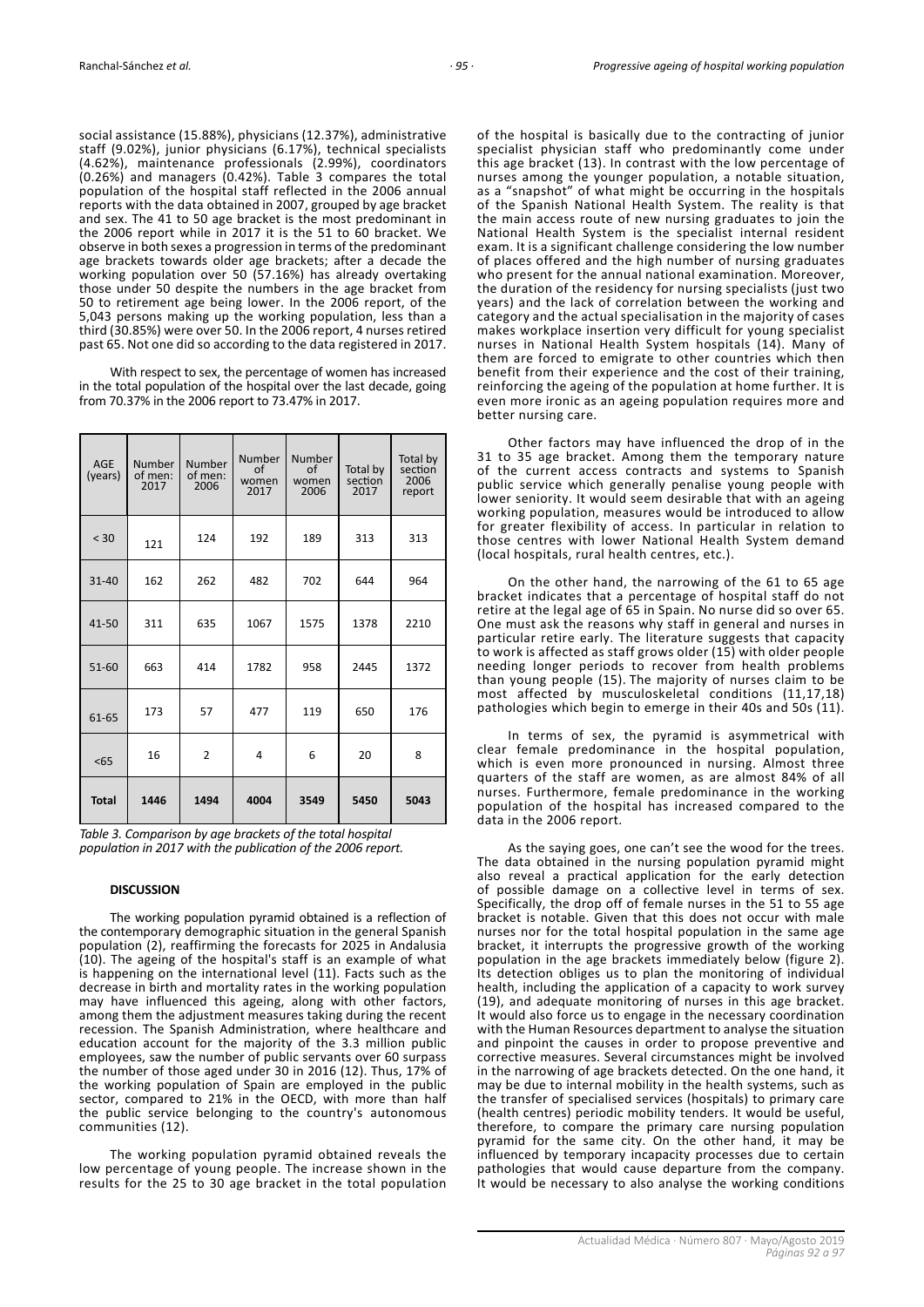social assistance (15.88%), physicians (12.37%), administrative staff (9.02%), junior physicians (6.17%), technical specialists (4.62%), maintenance professionals (2.99%), coordinators (0.26%) and managers (0.42%). Table 3 compares the total population of the hospital staff reflected in the 2006 annual reports with the data obtained in 2007, grouped by age bracket and sex. The 41 to 50 age bracket is the most predominant in the 2006 report while in 2017 it is the 51 to 60 bracket. We observe in both sexes a progression in terms of the predominant age brackets towards older age brackets; after a decade the working population over 50 (57.16%) has already overtaking those under 50 despite the numbers in the age bracket from 50 to retirement age being lower. In the 2006 report, of the 5,043 persons making up the working population, less than a third (30.85%) were over 50. In the 2006 report, 4 nurses retired past 65. Not one did so according to the data registered in 2017.

With respect to sex, the percentage of women has increased in the total population of the hospital over the last decade, going from 70.37% in the 2006 report to 73.47% in 2017.

| AGE (years) | Number of men: 2017 | Number of men: 2006 | Number of women 2017 | Number of women 2006 | Total by section 2017 | Total by section 2006 report |
|---|---|---|---|---|---|---|
| < 30 | 121 | 124 | 192 | 189 | 313 | 313 |
| 31-40 | 162 | 262 | 482 | 702 | 644 | 964 |
| 41-50 | 311 | 635 | 1067 | 1575 | 1378 | 2210 |
| 51-60 | 663 | 414 | 1782 | 958 | 2445 | 1372 |
| 61-65 | 173 | 57 | 477 | 119 | 650 | 176 |
| <65 | 16 | 2 | 4 | 6 | 20 | 8 |
| **Total** | **1446** | **1494** | **4004** | **3549** | **5450** | **5043** |

*Table 3. Comparison by age brackets of the total hospital population in 2017 with the publication of the 2006 report.*

### DISCUSSION

The working population pyramid obtained is a reflection of the contemporary demographic situation in the general Spanish population (2), reaffirming the forecasts for 2025 in Andalusia (10). The ageing of the hospital's staff is an example of what is happening on the international level (11). Facts such as the decrease in birth and mortality rates in the working population may have influenced this ageing, along with other factors, among them the adjustment measures taking during the recent recession. The Spanish Administration, where healthcare and education account for the majority of the 3.3 million public employees, saw the number of public servants over 60 surpass the number of those aged under 30 in 2016 (12). Thus, 17% of the working population of Spain are employed in the public sector, compared to 21% in the OECD, with more than half the public service belonging to the country's autonomous communities (12).

The working population pyramid obtained reveals the low percentage of young people. The increase shown in the results for the 25 to 30 age bracket in the total population of the hospital is basically due to the contracting of junior specialist physician staff who predominantly come under this age bracket (13). In contrast with the low percentage of nurses among the younger population, a notable situation, as a "snapshot" of what might be occurring in the hospitals of the Spanish National Health System. The reality is that the main access route of new nursing graduates to join the National Health System is the specialist internal resident exam. It is a significant challenge considering the low number of places offered and the high number of nursing graduates who present for the annual national examination. Moreover, the duration of the residency for nursing specialists (just two years) and the lack of correlation between the working and category and the actual specialisation in the majority of cases makes workplace insertion very difficult for young specialist nurses in National Health System hospitals (14). Many of them are forced to emigrate to other countries which then benefit from their experience and the cost of their training, reinforcing the ageing of the population at home further. It is even more ironic as an ageing population requires more and better nursing care.

Other factors may have influenced the drop of in the 31 to 35 age bracket. Among them the temporary nature of the current access contracts and systems to Spanish public service which generally penalise young people with lower seniority. It would seem desirable that with an ageing working population, measures would be introduced to allow for greater flexibility of access. In particular in relation to those centres with lower National Health System demand (local hospitals, rural health centres, etc.).

On the other hand, the narrowing of the 61 to 65 age bracket indicates that a percentage of hospital staff do not retire at the legal age of 65 in Spain. No nurse did so over 65. One must ask the reasons why staff in general and nurses in particular retire early. The literature suggests that capacity to work is affected as staff grows older (15) with older people needing longer periods to recover from health problems than young people (15). The majority of nurses claim to be most affected by musculoskeletal conditions (11,17,18) pathologies which begin to emerge in their 40s and 50s (11).

In terms of sex, the pyramid is asymmetrical with clear female predominance in the hospital population, which is even more pronounced in nursing. Almost three quarters of the staff are women, as are almost 84% of all nurses. Furthermore, female predominance in the working population of the hospital has increased compared to the data in the 2006 report.

As the saying goes, one can't see the wood for the trees. The data obtained in the nursing population pyramid might also reveal a practical application for the early detection of possible damage on a collective level in terms of sex. Specifically, the drop off of female nurses in the 51 to 55 age bracket is notable. Given that this does not occur with male nurses nor for the total hospital population in the same age bracket, it interrupts the progressive growth of the working population in the age brackets immediately below (figure 2). Its detection obliges us to plan the monitoring of individual health, including the application of a capacity to work survey (19), and adequate monitoring of nurses in this age bracket. It would also force us to engage in the necessary coordination with the Human Resources department to analyse the situation and pinpoint the causes in order to propose preventive and corrective measures. Several circumstances might be involved in the narrowing of age brackets detected. On the one hand, it may be due to internal mobility in the health systems, such as the transfer of specialised services (hospitals) to primary care (health centres) periodic mobility tenders. It would be useful, therefore, to compare the primary care nursing population pyramid for the same city. On the other hand, it may be influenced by temporary incapacity processes due to certain pathologies that would cause departure from the company. It would be necessary to also analyse the working conditions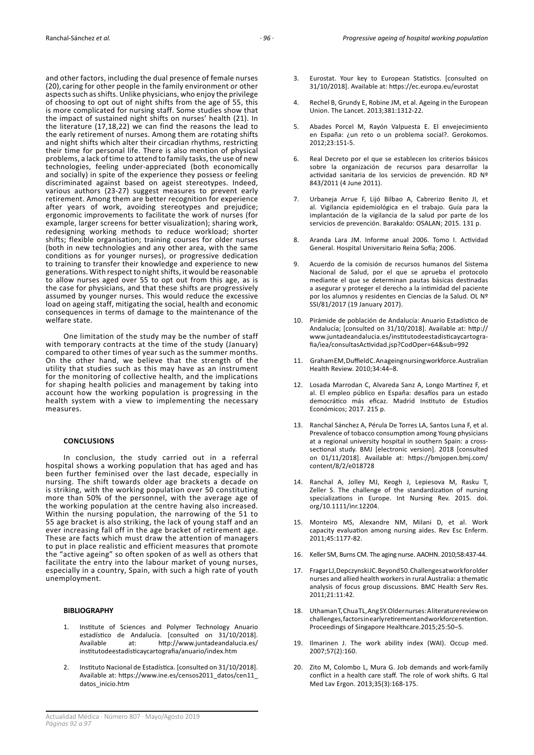and other factors, including the dual presence of female nurses (20), caring for other people in the family environment or other aspects such as shifts. Unlike physicians, who enjoy the privilege of choosing to opt out of night shifts from the age of 55, this is more complicated for nursing staff. Some studies show that the impact of sustained night shifts on nurses' health (21). In the literature (17,18,22) we can find the reasons the lead to the early retirement of nurses. Among them are rotating shifts and night shifts which alter their circadian rhythms, restricting their time for personal life. There is also mention of physical problems, a lack of time to attend to family tasks, the use of new technologies, feeling under-appreciated (both economically and socially) in spite of the experience they possess or feeling discriminated against based on ageist stereotypes. Indeed, various authors (23-27) suggest measures to prevent early retirement. Among them are better recognition for experience after years of work, avoiding stereotypes and prejudice; ergonomic improvements to facilitate the work of nurses (for example, larger screens for better visualization); sharing work, redesigning working methods to reduce workload; shorter shifts; flexible organisation; training courses for older nurses (both in new technologies and any other area, with the same conditions as for younger nurses), or progressive dedication to training to transfer their knowledge and experience to new generations. With respect to night shifts, it would be reasonable to allow nurses aged over 55 to opt out from this age, as is the case for physicians, and that these shifts are progressively assumed by younger nurses. This would reduce the excessive load on ageing staff, mitigating the social, health and economic consequences in terms of damage to the maintenance of the welfare state.

One limitation of the study may be the number of staff with temporary contracts at the time of the study (January) compared to other times of year such as the summer months. On the other hand, we believe that the strength of the utility that studies such as this may have as an instrument for the monitoring of collective health, and the implications for shaping health policies and management by taking into account how the working population is progressing in the health system with a view to implementing the necessary measures.

## CONCLUSIONS

In conclusion, the study carried out in a referral hospital shows a working population that has aged and has been further feminised over the last decade, especially in nursing. The shift towards older age brackets a decade on is striking, with the working population over 50 constituting more than 50% of the personnel, with the average age of the working population at the centre having also increased. Within the nursing population, the narrowing of the 51 to 55 age bracket is also striking, the lack of young staff and an ever increasing fall off in the age bracket of retirement age. These are facts which must draw the attention of managers to put in place realistic and efficient measures that promote the "active ageing" so often spoken of as well as others that facilitate the entry into the labour market of young nurses, especially in a country, Spain, with such a high rate of youth unemployment.

## BIBLIOGRAPHY

1. Institute of Sciences and Polymer Technology Anuario estadístico de Andalucía. [consulted on 31/10/2018]. Available at: http://www.juntadeandalucia.es/institutodeestadisticaycartografia/anuario/index.htm
2. Instituto Nacional de Estadística. [consulted on 31/10/2018]. Available at: https://www.ine.es/censos2011_datos/cen11_datos_inicio.htm
3. Eurostat. Your key to European Statistics. [consulted on 31/10/2018]. Available at: https://ec.europa.eu/eurostat
4. Rechel B, Grundy E, Robine JM, et al. Ageing in the European Union. The Lancet. 2013;381:1312-22.
5. Abades Porcel M, Rayón Valpuesta E. El envejecimiento en España: ¿un reto o un problema social?. Gerokomos. 2012;23:151-5.
6. Real Decreto por el que se establecen los criterios básicos sobre la organización de recursos para desarrollar la actividad sanitaria de los servicios de prevención. RD Nº 843/2011 (4 June 2011).
7. Urbaneja Arrue F, Lijó Bilbao A, Cabrerizo Benito JI, et al. Vigilancia epidemiológica en el trabajo. Guía para la implantación de la vigilancia de la salud por parte de los servicios de prevención. Barakaldo: OSALAN; 2015. 131 p.
8. Aranda Lara JM. Informe anual 2006. Tomo I. Actividad General. Hospital Universitario Reina Sofía; 2006.
9. Acuerdo de la comisión de recursos humanos del Sistema Nacional de Salud, por el que se aprueba el protocolo mediante el que se determinan pautas básicas destinadas a asegurar y proteger el derecho a la intimidad del paciente por los alumnos y residentes en Ciencias de la Salud. OL Nº SSI/81/2017 (19 January 2017).
10. Pirámide de población de Andalucía: Anuario Estadístico de Andalucía; [consulted on 31/10/2018]. Available at: http://www.juntadeandalucia.es/institutodeestadisticaycartografia/iea/consultasActividad.jsp?CodOper=64&sub=992
11. Graham EM, Duffield C. An ageing nursing workforce. Australian Health Review. 2010;34:44–8.
12. Losada Marrodan C, Alvareda Sanz A, Longo Martínez F, et al. El empleo público en España: desafíos para un estado democrático más eficaz. Madrid Instituto de Estudios Económicos; 2017. 215 p.
13. Ranchal Sánchez A, Pérula De Torres LA, Santos Luna F, et al. Prevalence of tobacco consumption among Young physicians at a regional university hospital in southern Spain: a cross-sectional study. BMJ [electronic version]. 2018 [consulted on 01/11/2018]. Available at: https://bmjopen.bmj.com/content/8/2/e018728
14. Ranchal A, Jolley MJ, Keogh J, Lepiesova M, Rasku T, Zeller S. The challenge of the standardization of nursing specializations in Europe. Int Nursing Rev. 2015. doi.org/10.1111/inr.12204.
15. Monteiro MS, Alexandre NM, Milani D, et al. Work capacity evaluation among nursing aides. Rev Esc Enferm. 2011;45:1177-82.
16. Keller SM, Burns CM. The aging nurse. AAOHN. 2010;58:437-44.
17. Fragar LJ, Depczynski JC. Beyond 50. Challenges at work for older nurses and allied health workers in rural Australia: a thematic analysis of focus group discussions. BMC Health Serv Res. 2011;21:11:42.
18. Uthaman T, Chua TL, Ang SY. Older nurses: A literature review on challenges, factors in early retirement and workforce retention. Proceedings of Singapore Healthcare.2015;25:50–5.
19. Ilmarinen J. The work ability index (WAI). Occup med. 2007;57(2):160.
20. Zito M, Colombo L, Mura G. Job demands and work-family conflict in a health care staff. The role of work shifts. G Ital Med Lav Ergon. 2013;35(3):168-175.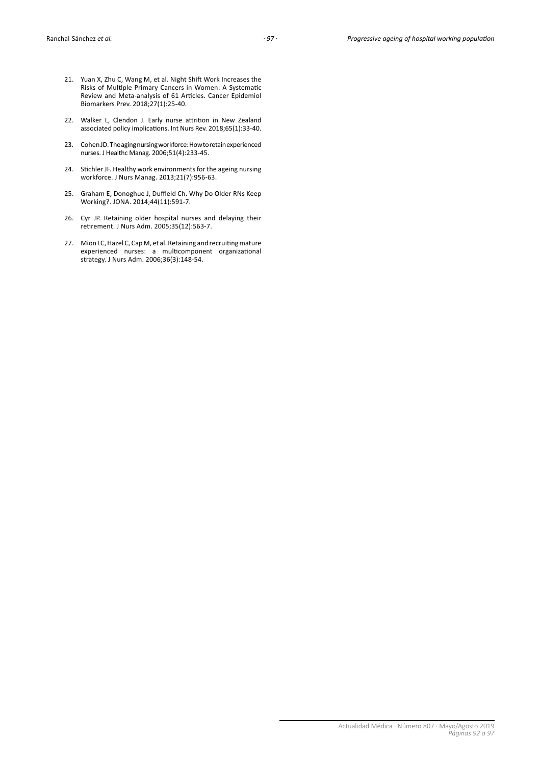21. Yuan X, Zhu C, Wang M, et al. Night Shift Work Increases the Risks of Multiple Primary Cancers in Women: A Systematic Review and Meta-analysis of 61 Articles. Cancer Epidemiol Biomarkers Prev. 2018;27(1):25-40.

22. Walker L, Clendon J. Early nurse attrition in New Zealand associated policy implications. Int Nurs Rev. 2018;65(1):33-40.

23. Cohen JD. The aging nursing workforce: How to retain experienced nurses. J Healthc Manag. 2006;51(4):233-45.

24. Stichler JF. Healthy work environments for the ageing nursing workforce. J Nurs Manag. 2013;21(7):956-63.

25. Graham E, Donoghue J, Duffield Ch. Why Do Older RNs Keep Working?. JONA. 2014;44(11):591-7.

26. Cyr JP. Retaining older hospital nurses and delaying their retirement. J Nurs Adm. 2005;35(12):563-7.

27. Mion LC, Hazel C, Cap M, et al. Retaining and recruiting mature experienced nurses: a multicomponent organizational strategy. J Nurs Adm. 2006;36(3):148-54.